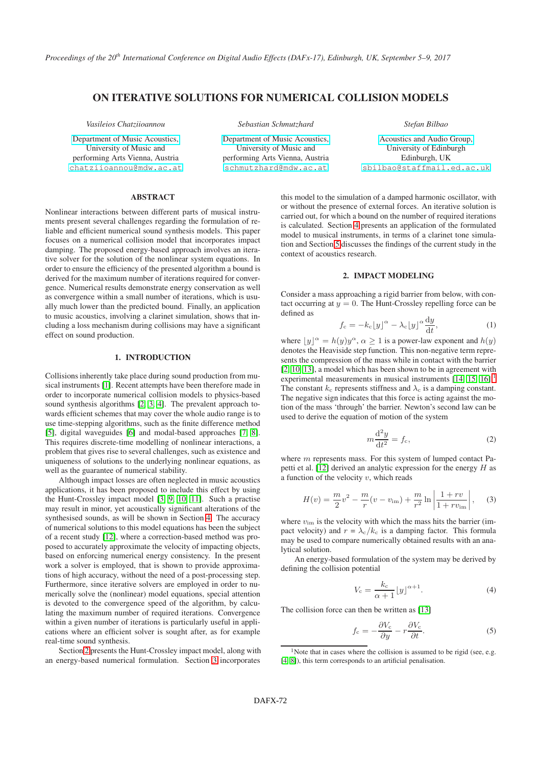# ON ITERATIVE SOLUTIONS FOR NUMERICAL COLLISION MODELS

*Vasileios Chatziioannou*

Department of Music Acoustics,
University of Music and
performing Arts Vienna, Austria
chatziioannou@mdw.ac.at

*Sebastian Schmutzhard*

Department of Music Acoustics,
University of Music and
performing Arts Vienna, Austria
schmutzhard@mdw.ac.at

*Stefan Bilbao*

Acoustics and Audio Group,
University of Edinburgh
Edinburgh, UK
sbilbao@staffmail.ed.ac.uk

## ABSTRACT

Nonlinear interactions between different parts of musical instruments present several challenges regarding the formulation of reliable and efficient numerical sound synthesis models. This paper focuses on a numerical collision model that incorporates impact damping. The proposed energy-based approach involves an iterative solver for the solution of the nonlinear system equations. In order to ensure the efficiency of the presented algorithm a bound is derived for the maximum number of iterations required for convergence. Numerical results demonstrate energy conservation as well as convergence within a small number of iterations, which is usually much lower than the predicted bound. Finally, an application to music acoustics, involving a clarinet simulation, shows that including a loss mechanism during collisions may have a significant effect on sound production.

## 1. INTRODUCTION

Collisions inherently take place during sound production from musical instruments [1]. Recent attempts have been therefore made in order to incorporate numerical collision models to physics-based sound synthesis algorithms [2, 3, 4]. The prevalent approach towards efficient schemes that may cover the whole audio range is to use time-stepping algorithms, such as the finite difference method [5], digital waveguides [6] and modal-based approaches [7, 8]. This requires discrete-time modelling of nonlinear interactions, a problem that gives rise to several challenges, such as existence and uniqueness of solutions to the underlying nonlinear equations, as well as the guarantee of numerical stability.

Although impact losses are often neglected in music acoustics applications, it has been proposed to include this effect by using the Hunt-Crossley impact model [3, 9, 10, 11]. Such a practise may result in minor, yet acoustically significant alterations of the synthesised sounds, as will be shown in Section 4. The accuracy of numerical solutions to this model equations has been the subject of a recent study [12], where a correction-based method was proposed to accurately approximate the velocity of impacting objects, based on enforcing numerical energy consistency. In the present work a solver is employed, that is shown to provide approximations of high accuracy, without the need of a post-processing step. Furthermore, since iterative solvers are employed in order to numerically solve the (nonlinear) model equations, special attention is devoted to the convergence speed of the algorithm, by calculating the maximum number of required iterations. Convergence within a given number of iterations is particularly useful in applications where an efficient solver is sought after, as for example real-time sound synthesis.

Section 2 presents the Hunt-Crossley impact model, along with an energy-based numerical formulation. Section 3 incorporates this model to the simulation of a damped harmonic oscillator, with or without the presence of external forces. An iterative solution is carried out, for which a bound on the number of required iterations is calculated. Section 4 presents an application of the formulated model to musical instruments, in terms of a clarinet tone simulation and Section 5 discusses the findings of the current study in the context of acoustics research.

## 2. IMPACT MODELING

Consider a mass approaching a rigid barrier from below, with contact occurring at $y = 0$. The Hunt-Crossley repelling force can be defined as

$$f_c = -k_c \lfloor y \rfloor^{\alpha} - \lambda_c \lfloor y \rfloor^{\alpha} \frac{\mathrm{d}y}{\mathrm{d}t}, \tag{1}$$

where $\lfloor y \rfloor^{\alpha} = h(y)y^{\alpha}$, $\alpha \geq 1$ is a power-law exponent and $h(y)$ denotes the Heaviside step function. This non-negative term represents the compression of the mass while in contact with the barrier [2, 10, 13], a model which has been shown to be in agreement with experimental measurements in musical instruments [14, 15, 16].[1] The constant $k_c$ represents stiffness and $\lambda_c$ is a damping constant. The negative sign indicates that this force is acting against the motion of the mass 'through' the barrier. Newton's second law can be used to derive the equation of motion of the system

$$m \frac{\mathrm{d}^2 y}{\mathrm{d}t^2} = f_c, \tag{2}$$

where $m$ represents mass. For this system of lumped contact Papetti et al. [12] derived an analytic expression for the energy $H$ as a function of the velocity $v$, which reads

$$H(v) = \frac{m}{2}v^2 - \frac{m}{r}(v - v_{\mathrm{im}}) + \frac{m}{r^2} \ln \left| \frac{1 + rv}{1 + rv_{\mathrm{im}}} \right|, \tag{3}$$

where $v_{\mathrm{im}}$ is the velocity with which the mass hits the barrier (impact velocity) and $r = \lambda_c / k_c$ is a damping factor. This formula may be used to compare numerically obtained results with an analytical solution.

An energy-based formulation of the system may be derived by defining the collision potential

$$V_c = \frac{k_c}{\alpha + 1} \lfloor y \rfloor^{\alpha+1}. \tag{4}$$

The collision force can then be written as [13]

$$f_c = -\frac{\partial V_c}{\partial y} - r \frac{\partial V_c}{\partial t}. \tag{5}$$

[1] Note that in cases where the collision is assumed to be rigid (see, e.g. [4, 8]), this term corresponds to an artificial penalisation.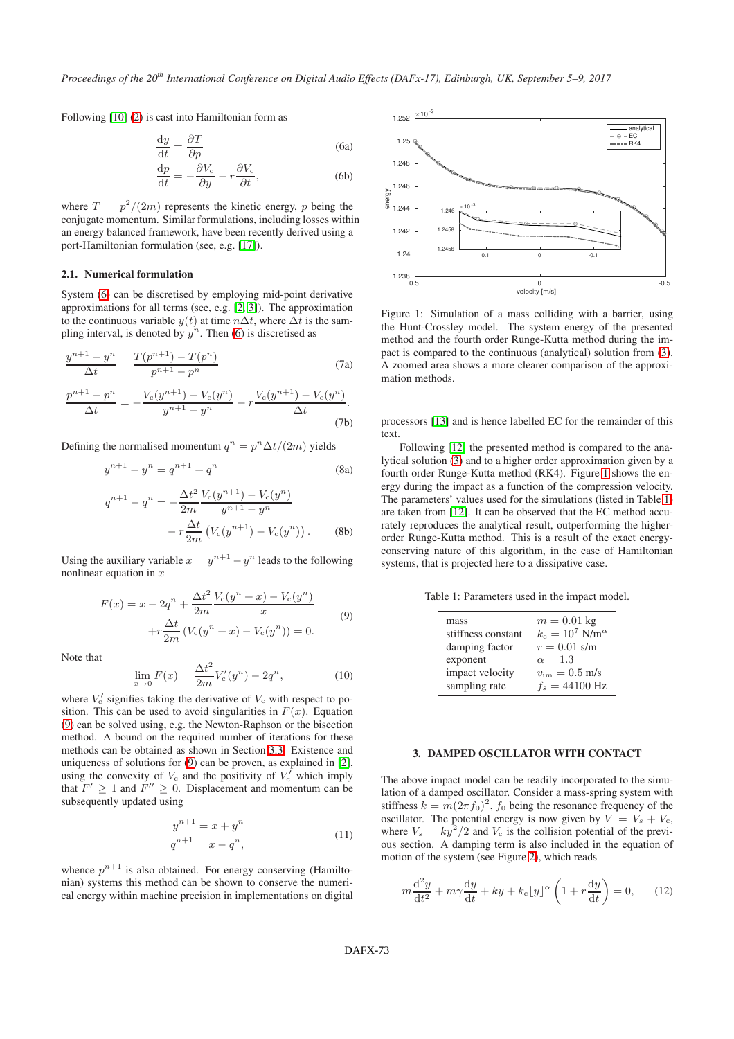Following [10] (2) is cast into Hamiltonian form as

$$\frac{\mathrm{d}y}{\mathrm{d}t} = \frac{\partial T}{\partial p} \tag{6a}$$

$$\frac{\mathrm{d}p}{\mathrm{d}t} = -\frac{\partial V_\mathrm{c}}{\partial y} - r\frac{\partial V_\mathrm{c}}{\partial t}, \tag{6b}$$

where $T = p^2/(2m)$ represents the kinetic energy, $p$ being the conjugate momentum. Similar formulations, including losses within an energy balanced framework, have been recently derived using a port-Hamiltonian formulation (see, e.g. [17]).

### 2.1. Numerical formulation

System (6) can be discretised by employing mid-point derivative approximations for all terms (see, e.g. [2, 3]). The approximation to the continuous variable $y(t)$ at time $n\Delta t$, where $\Delta t$ is the sampling interval, is denoted by $y^n$. Then (6) is discretised as

$$\frac{y^{n+1} - y^n}{\Delta t} = \frac{T(p^{n+1}) - T(p^n)}{p^{n+1} - p^n} \tag{7a}$$

$$\frac{p^{n+1} - p^n}{\Delta t} = -\frac{V_\mathrm{c}(y^{n+1}) - V_\mathrm{c}(y^n)}{y^{n+1} - y^n} - r\frac{V_\mathrm{c}(y^{n+1}) - V_\mathrm{c}(y^n)}{\Delta t}. \tag{7b}$$

Defining the normalised momentum $q^n = p^n\Delta t/(2m)$ yields

$$y^{n+1} - y^n = q^{n+1} + q^n \tag{8a}$$

$$q^{n+1} - q^n = -\frac{\Delta t^2}{2m}\frac{V_\mathrm{c}(y^{n+1}) - V_\mathrm{c}(y^n)}{y^{n+1} - y^n} - r\frac{\Delta t}{2m}\left(V_\mathrm{c}(y^{n+1}) - V_\mathrm{c}(y^n)\right). \tag{8b}$$

Using the auxiliary variable $x = y^{n+1} - y^n$ leads to the following nonlinear equation in $x$

$$F(x) = x - 2q^n + \frac{\Delta t^2}{2m}\frac{V_\mathrm{c}(y^n + x) - V_\mathrm{c}(y^n)}{x} + r\frac{\Delta t}{2m}\left(V_\mathrm{c}(y^n + x) - V_\mathrm{c}(y^n)\right) = 0. \tag{9}$$

Note that

$$\lim_{x\to 0} F(x) = \frac{\Delta t^2}{2m}V_\mathrm{c}'(y^n) - 2q^n, \tag{10}$$

where $V_\mathrm{c}'$ signifies taking the derivative of $V_\mathrm{c}$ with respect to position. This can be used to avoid singularities in $F(x)$. Equation (9) can be solved using, e.g. the Newton-Raphson or the bisection method. A bound on the required number of iterations for these methods can be obtained as shown in Section 3.3. Existence and uniqueness of solutions for (9) can be proven, as explained in [2], using the convexity of $V_\mathrm{c}$ and the positivity of $V_\mathrm{c}'$ which imply that $F' \geq 1$ and $F'' \geq 0$. Displacement and momentum can be subsequently updated using

$$y^{n+1} = x + y^n \qquad q^{n+1} = x - q^n, \tag{11}$$

whence $p^{n+1}$ is also obtained. For energy conserving (Hamiltonian) systems this method can be shown to conserve the numerical energy within machine precision in implementations on digital processors [13] and is hence labelled EC for the remainder of this text.

Figure 1: Simulation of a mass colliding with a barrier, using the Hunt-Crossley model. The system energy of the presented method and the fourth order Runge-Kutta method during the impact is compared to the continuous (analytical) solution from (3). A zoomed area shows a more clearer comparison of the approximation methods.

Following [12] the presented method is compared to the analytical solution (3) and to a higher order approximation given by a fourth order Runge-Kutta method (RK4). Figure 1 shows the energy during the impact as a function of the compression velocity. The parameters' values used for the simulations (listed in Table 1) are taken from [12]. It can be observed that the EC method accurately reproduces the analytical result, outperforming the higher-order Runge-Kutta method. This is a result of the exact energy-conserving nature of this algorithm, in the case of Hamiltonian systems, that is projected here to a dissipative case.

Table 1: Parameters used in the impact model.

| | |
|---|---|
| mass | $m = 0.01$ kg |
| stiffness constant | $k_\mathrm{c} = 10^7$ N/m$^\alpha$ |
| damping factor | $r = 0.01$ s/m |
| exponent | $\alpha = 1.3$ |
| impact velocity | $v_\mathrm{im} = 0.5$ m/s |
| sampling rate | $f_s = 44100$ Hz |

## 3. DAMPED OSCILLATOR WITH CONTACT

The above impact model can be readily incorporated to the simulation of a damped oscillator. Consider a mass-spring system with stiffness $k = m(2\pi f_0)^2$, $f_0$ being the resonance frequency of the oscillator. The potential energy is now given by $V = V_s + V_\mathrm{c}$, where $V_s = ky^2/2$ and $V_\mathrm{c}$ is the collision potential of the previous section. A damping term is also included in the equation of motion of the system (see Figure 2), which reads

$$m\frac{\mathrm{d}^2y}{\mathrm{d}t^2} + m\gamma\frac{\mathrm{d}y}{\mathrm{d}t} + ky + k_\mathrm{c}\lfloor y\rfloor^\alpha\left(1 + r\frac{\mathrm{d}y}{\mathrm{d}t}\right) = 0, \tag{12}$$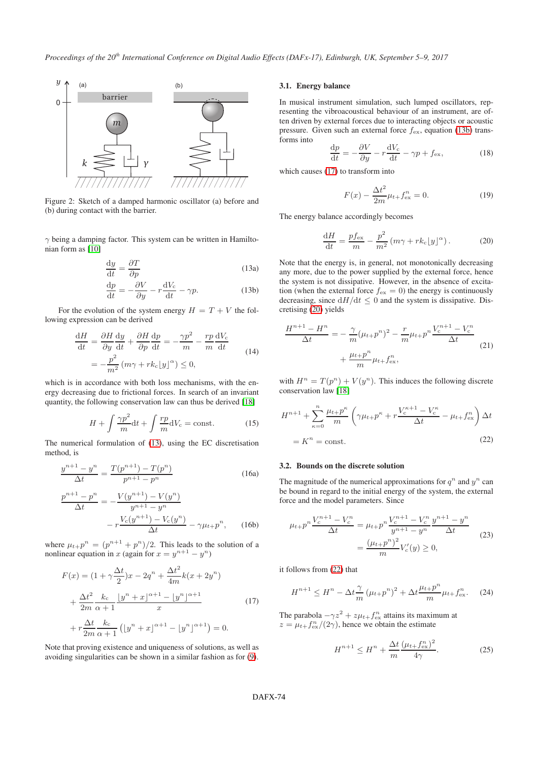Figure 2: Sketch of a damped harmonic oscillator (a) before and (b) during contact with the barrier.

$\gamma$ being a damping factor. This system can be written in Hamiltonian form as [10]

$$\frac{\mathrm{d}y}{\mathrm{d}t} = \frac{\partial T}{\partial p} \tag{13a}$$

$$\frac{\mathrm{d}p}{\mathrm{d}t} = -\frac{\partial V}{\partial y} - r\frac{\mathrm{d}V_c}{\mathrm{d}t} - \gamma p. \tag{13b}$$

For the evolution of the system energy $H = T + V$ the following expression can be derived

$$\begin{aligned}\frac{\mathrm{d}H}{\mathrm{d}t} &= \frac{\partial H}{\partial y}\frac{\mathrm{d}y}{\mathrm{d}t} + \frac{\partial H}{\partial p}\frac{\mathrm{d}p}{\mathrm{d}t} = -\frac{\gamma p^2}{m} - \frac{rp}{m}\frac{\mathrm{d}V_c}{\mathrm{d}t} \\ &= -\frac{p^2}{m^2}\left(m\gamma + rk_c\lfloor y\rfloor^\alpha\right) \leq 0,\end{aligned} \tag{14}$$

which is in accordance with both loss mechanisms, with the energy decreasing due to frictional forces. In search of an invariant quantity, the following conservation law can thus be derived [18]

$$H + \int \frac{\gamma p^2}{m}\mathrm{d}t + \int \frac{rp}{m}\mathrm{d}V_c = \text{const.} \tag{15}$$

The numerical formulation of (13), using the EC discretisation method, is

$$\frac{y^{n+1} - y^n}{\Delta t} = \frac{T(p^{n+1}) - T(p^n)}{p^{n+1} - p^n} \tag{16a}$$

$$\begin{aligned}\frac{p^{n+1} - p^n}{\Delta t} = &-\frac{V(y^{n+1}) - V(y^n)}{y^{n+1} - y^n} \\ &- r\frac{V_c(y^{n+1}) - V_c(y^n)}{\Delta t} - \gamma\mu_{t+}p^n,\end{aligned} \tag{16b}$$

where $\mu_{t+}p^n = (p^{n+1} + p^n)/2$. This leads to the solution of a nonlinear equation in $x$ (again for $x = y^{n+1} - y^n$)

$$\begin{aligned}F(x) = &(1 + \gamma\frac{\Delta t}{2})x - 2q^n + \frac{\Delta t^2}{4m}k(x + 2y^n) \\ &+ \frac{\Delta t^2}{2m}\frac{k_c}{\alpha + 1}\frac{\lfloor y^n + x\rfloor^{\alpha+1} - \lfloor y^n\rfloor^{\alpha+1}}{x} \\ &+ r\frac{\Delta t}{2m}\frac{k_c}{\alpha + 1}\left(\lfloor y^n + x\rfloor^{\alpha+1} - \lfloor y^n\rfloor^{\alpha+1}\right) = 0.\end{aligned} \tag{17}$$

Note that proving existence and uniqueness of solutions, as well as avoiding singularities can be shown in a similar fashion as for (9).

### 3.1. Energy balance

In musical instrument simulation, such lumped oscillators, representing the vibroacoustical behaviour of an instrument, are often driven by external forces due to interacting objects or acoustic pressure. Given such an external force $f_{\text{ex}}$, equation (13b) transforms into

$$\frac{\mathrm{d}p}{\mathrm{d}t} = -\frac{\partial V}{\partial y} - r\frac{\mathrm{d}V_c}{\mathrm{d}t} - \gamma p + f_{\text{ex}}, \tag{18}$$

which causes (17) to transform into

$$F(x) - \frac{\Delta t^2}{2m}\mu_{t+}f_{\text{ex}}^n = 0. \tag{19}$$

The energy balance accordingly becomes

$$\frac{\mathrm{d}H}{\mathrm{d}t} = \frac{pf_{\text{ex}}}{m} - \frac{p^2}{m^2}\left(m\gamma + rk_c\lfloor y\rfloor^\alpha\right). \tag{20}$$

Note that the energy is, in general, not monotonically decreasing any more, due to the power supplied by the external force, hence the system is not dissipative. However, in the absence of excitation (when the external force $f_{\text{ex}} = 0$) the energy is continuously decreasing, since $\mathrm{d}H/\mathrm{d}t \leq 0$ and the system is dissipative. Discretising (20) yields

$$\begin{aligned}\frac{H^{n+1} - H^n}{\Delta t} = &-\frac{\gamma}{m}(\mu_{t+}p^n)^2 - \frac{r}{m}\mu_{t+}p^n\frac{V_c^{n+1} - V_c^n}{\Delta t} \\ &+ \frac{\mu_{t+}p^n}{m}\mu_{t+}f_{\text{ex}}^n,\end{aligned} \tag{21}$$

with $H^n = T(p^n) + V(y^n)$. This induces the following discrete conservation law [18]

$$\begin{aligned}H^{n+1} + \sum_{\kappa=0}^{n}\frac{\mu_{t+}p^\kappa}{m}\left(\gamma\mu_{t+}p^\kappa + r\frac{V_c^{\kappa+1} - V_c^\kappa}{\Delta t} - \mu_{t+}f_{\text{ex}}^n\right)\Delta t \\ = K^n = \text{const.}\end{aligned} \tag{22}$$

### 3.2. Bounds on the discrete solution

The magnitude of the numerical approximations for $q^n$ and $y^n$ can be bound in regard to the initial energy of the system, the external force and the model parameters. Since

$$\begin{aligned}\mu_{t+}p^n\frac{V_c^{n+1} - V_c^n}{\Delta t} &= \mu_{t+}p^n\frac{V_c^{n+1} - V_c^n}{y^{n+1} - y^n}\frac{y^{n+1} - y^n}{\Delta t} \\ &= \frac{(\mu_{t+}p^n)^2}{m}V_c'(y) \geq 0,\end{aligned} \tag{23}$$

it follows from (22) that

$$H^{n+1} \leq H^n - \Delta t\frac{\gamma}{m}(\mu_{t+}p^n)^2 + \Delta t\frac{\mu_{t+}p^n}{m}\mu_{t+}f_{\text{ex}}^n. \tag{24}$$

The parabola $-\gamma z^2 + z\mu_{t+}f_{\text{ex}}^n$ attains its maximum at $z = \mu_{t+}f_{\text{ex}}^n/(2\gamma)$, hence we obtain the estimate

$$H^{n+1} \leq H^n + \frac{\Delta t}{m}\frac{(\mu_{t+}f_{\text{ex}}^n)^2}{4\gamma}. \tag{25}$$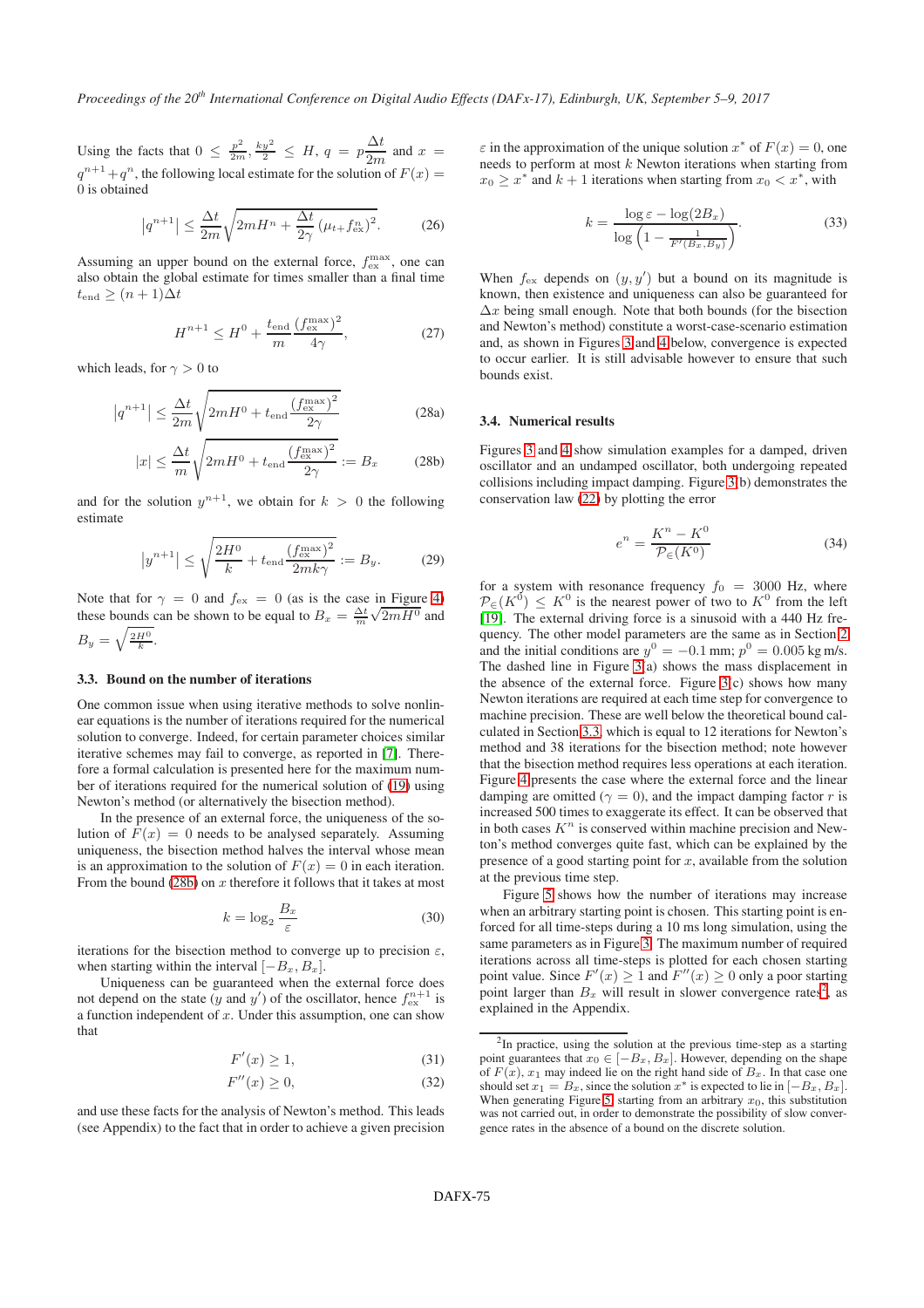Using the facts that $0 \le \frac{p^2}{2m}, \frac{ky^2}{2} \le H$, $q = p\frac{\Delta t}{2m}$ and $x = q^{n+1} + q^n$, the following local estimate for the solution of $F(x) = 0$ is obtained

$$\left|q^{n+1}\right| \le \frac{\Delta t}{2m}\sqrt{2mH^n + \frac{\Delta t}{2\gamma}\left(\mu_{t+}f_{\text{ex}}^n\right)^2}. \tag{26}$$

Assuming an upper bound on the external force, $f_{\text{ex}}^{\max}$, one can also obtain the global estimate for times smaller than a final time $t_{\text{end}} \ge (n+1)\Delta t$

$$H^{n+1} \le H^0 + \frac{t_{\text{end}}}{m}\frac{\left(f_{\text{ex}}^{\max}\right)^2}{4\gamma}, \tag{27}$$

which leads, for $\gamma > 0$ to

$$\left|q^{n+1}\right| \le \frac{\Delta t}{2m}\sqrt{2mH^0 + t_{\text{end}}\frac{\left(f_{\text{ex}}^{\max}\right)^2}{2\gamma}} \tag{28a}$$

$$|x| \le \frac{\Delta t}{m}\sqrt{2mH^0 + t_{\text{end}}\frac{\left(f_{\text{ex}}^{\max}\right)^2}{2\gamma}} := B_x \tag{28b}$$

and for the solution $y^{n+1}$, we obtain for $k > 0$ the following estimate

$$\left|y^{n+1}\right| \le \sqrt{\frac{2H^0}{k} + t_{\text{end}}\frac{\left(f_{\text{ex}}^{\max}\right)^2}{2mk\gamma}} := B_y. \tag{29}$$

Note that for $\gamma = 0$ and $f_{\text{ex}} = 0$ (as is the case in Figure 4) these bounds can be shown to be equal to $B_x = \frac{\Delta t}{m}\sqrt{2mH^0}$ and $B_y = \sqrt{\frac{2H^0}{k}}$.

### 3.3. Bound on the number of iterations

One common issue when using iterative methods to solve nonlinear equations is the number of iterations required for the numerical solution to converge. Indeed, for certain parameter choices similar iterative schemes may fail to converge, as reported in [7]. Therefore a formal calculation is presented here for the maximum number of iterations required for the numerical solution of (19) using Newton's method (or alternatively the bisection method).

In the presence of an external force, the uniqueness of the solution of $F(x) = 0$ needs to be analysed separately. Assuming uniqueness, the bisection method halves the interval whose mean is an approximation to the solution of $F(x) = 0$ in each iteration. From the bound (28b) on $x$ therefore it follows that it takes at most

$$k = \log_2\frac{B_x}{\varepsilon} \tag{30}$$

iterations for the bisection method to converge up to precision $\varepsilon$, when starting within the interval $[-B_x, B_x]$.

Uniqueness can be guaranteed when the external force does not depend on the state ($y$ and $y'$) of the oscillator, hence $f_{\text{ex}}^{n+1}$ is a function independent of $x$. Under this assumption, one can show that

$$F'(x) \ge 1, \tag{31}$$

$$F''(x) \ge 0, \tag{32}$$

and use these facts for the analysis of Newton's method. This leads (see Appendix) to the fact that in order to achieve a given precision $\varepsilon$ in the approximation of the unique solution $x^*$ of $F(x) = 0$, one needs to perform at most $k$ Newton iterations when starting from $x_0 \ge x^*$ and $k+1$ iterations when starting from $x_0 < x^*$, with

$$k = \frac{\log\varepsilon - \log(2B_x)}{\log\left(1 - \frac{1}{F'(B_x, B_y)}\right)}. \tag{33}$$

When $f_{\text{ex}}$ depends on $(y, y')$ but a bound on its magnitude is known, then existence and uniqueness can also be guaranteed for $\Delta x$ being small enough. Note that both bounds (for the bisection and Newton's method) constitute a worst-case-scenario estimation and, as shown in Figures 3 and 4 below, convergence is expected to occur earlier. It is still advisable however to ensure that such bounds exist.

### 3.4. Numerical results

Figures 3 and 4 show simulation examples for a damped, driven oscillator and an undamped oscillator, both undergoing repeated collisions including impact damping. Figure 3(b) demonstrates the conservation law (22) by plotting the error

$$e^n = \frac{K^n - K^0}{\mathcal{P}_{\in}(K^0)} \tag{34}$$

for a system with resonance frequency $f_0 = 3000$ Hz, where $\mathcal{P}_{\in}(K^0) \le K^0$ is the nearest power of two to $K^0$ from the left [19]. The external driving force is a sinusoid with a 440 Hz frequency. The other model parameters are the same as in Section 2 and the initial conditions are $y^0 = -0.1$ mm; $p^0 = 0.005$ kg m/s. The dashed line in Figure 3(a) shows the mass displacement in the absence of the external force. Figure 3(c) shows how many Newton iterations are required at each time step for convergence to machine precision. These are well below the theoretical bound calculated in Section 3.3, which is equal to 12 iterations for Newton's method and 38 iterations for the bisection method; note however that the bisection method requires less operations at each iteration. Figure 4 presents the case where the external force and the linear damping are omitted ($\gamma = 0$), and the impact damping factor $r$ is increased 500 times to exaggerate its effect. It can be observed that in both cases $K^n$ is conserved within machine precision and Newton's method converges quite fast, which can be explained by the presence of a good starting point for $x$, available from the solution at the previous time step.

Figure 5 shows how the number of iterations may increase when an arbitrary starting point is chosen. This starting point is enforced for all time-steps during a 10 ms long simulation, using the same parameters as in Figure 3. The maximum number of required iterations across all time-steps is plotted for each chosen starting point value. Since $F'(x) \ge 1$ and $F''(x) \ge 0$ only a poor starting point larger than $B_x$ will result in slower convergence rates[2], as explained in the Appendix.

[2] In practice, using the solution at the previous time-step as a starting point guarantees that $x_0 \in [-B_x, B_x]$. However, depending on the shape of $F(x)$, $x_1$ may indeed lie on the right hand side of $B_x$. In that case one should set $x_1 = B_x$, since the solution $x^*$ is expected to lie in $[-B_x, B_x]$. When generating Figure 5, starting from an arbitrary $x_0$, this substitution was not carried out, in order to demonstrate the possibility of slow convergence rates in the absence of a bound on the discrete solution.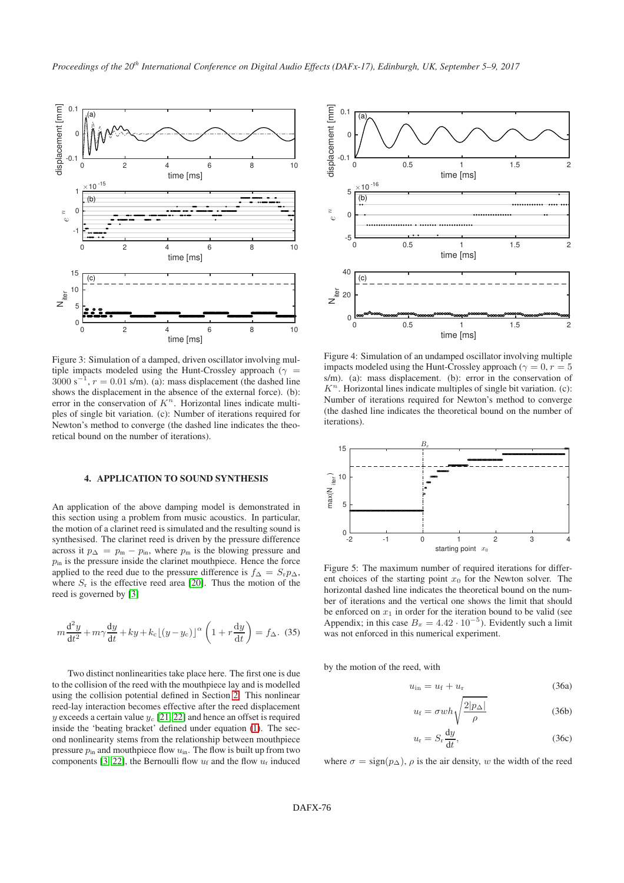Figure 3: Simulation of a damped, driven oscillator involving multiple impacts modeled using the Hunt-Crossley approach ($\gamma = 3000\ \mathrm{s}^{-1}$, $r = 0.01$ s/m). (a): mass displacement (the dashed line shows the displacement in the absence of the external force). (b): error in the conservation of $K^n$. Horizontal lines indicate multiples of single bit variation. (c): Number of iterations required for Newton's method to converge (the dashed line indicates the theoretical bound on the number of iterations).

Figure 4: Simulation of an undamped oscillator involving multiple impacts modeled using the Hunt-Crossley approach ($\gamma = 0$, $r = 5$ s/m). (a): mass displacement. (b): error in the conservation of $K^n$. Horizontal lines indicate multiples of single bit variation. (c): Number of iterations required for Newton's method to converge (the dashed line indicates the theoretical bound on the number of iterations).

Figure 5: The maximum number of required iterations for different choices of the starting point $x_0$ for the Newton solver. The horizontal dashed line indicates the theoretical bound on the number of iterations and the vertical one shows the limit that should be enforced on $x_1$ in order for the iteration bound to be valid (see Appendix; in this case $B_x = 4.42 \cdot 10^{-5}$). Evidently such a limit was not enforced in this numerical experiment.

## 4. APPLICATION TO SOUND SYNTHESIS

An application of the above damping model is demonstrated in this section using a problem from music acoustics. In particular, the motion of a clarinet reed is simulated and the resulting sound is synthesised. The clarinet reed is driven by the pressure difference across it $p_\Delta = p_\mathrm{m} - p_\mathrm{in}$, where $p_\mathrm{m}$ is the blowing pressure and $p_\mathrm{in}$ is the pressure inside the clarinet mouthpiece. Hence the force applied to the reed due to the pressure difference is $f_\Delta = S_\mathrm{r} p_\Delta$, where $S_\mathrm{r}$ is the effective reed area [20]. Thus the motion of the reed is governed by [3]

$$m\frac{\mathrm{d}^2 y}{\mathrm{d}t^2} + m\gamma\frac{\mathrm{d}y}{\mathrm{d}t} + ky + k_\mathrm{c}\lfloor(y - y_\mathrm{c})\rfloor^\alpha\left(1 + r\frac{\mathrm{d}y}{\mathrm{d}t}\right) = f_\Delta. \quad (35)$$

Two distinct nonlinearities take place here. The first one is due to the collision of the reed with the mouthpiece lay and is modelled using the collision potential defined in Section 2. This nonlinear reed-lay interaction becomes effective after the reed displacement $y$ exceeds a certain value $y_c$ [21, 22] and hence an offset is required inside the 'beating bracket' defined under equation (1). The second nonlinearity stems from the relationship between mouthpiece pressure $p_\mathrm{in}$ and mouthpiece flow $u_\mathrm{in}$. The flow is built up from two components [3, 22], the Bernoulli flow $u_\mathrm{f}$ and the flow $u_\mathrm{r}$ induced by the motion of the reed, with

$$u_\mathrm{in} = u_\mathrm{f} + u_\mathrm{r} \quad (36a)$$

$$u_\mathrm{f} = \sigma w h\sqrt{\frac{2|p_\Delta|}{\rho}} \quad (36b)$$

$$u_\mathrm{r} = S_\mathrm{r}\frac{\mathrm{d}y}{\mathrm{d}t}, \quad (36c)$$

where $\sigma = \mathrm{sign}(p_\Delta)$, $\rho$ is the air density, $w$ the width of the reed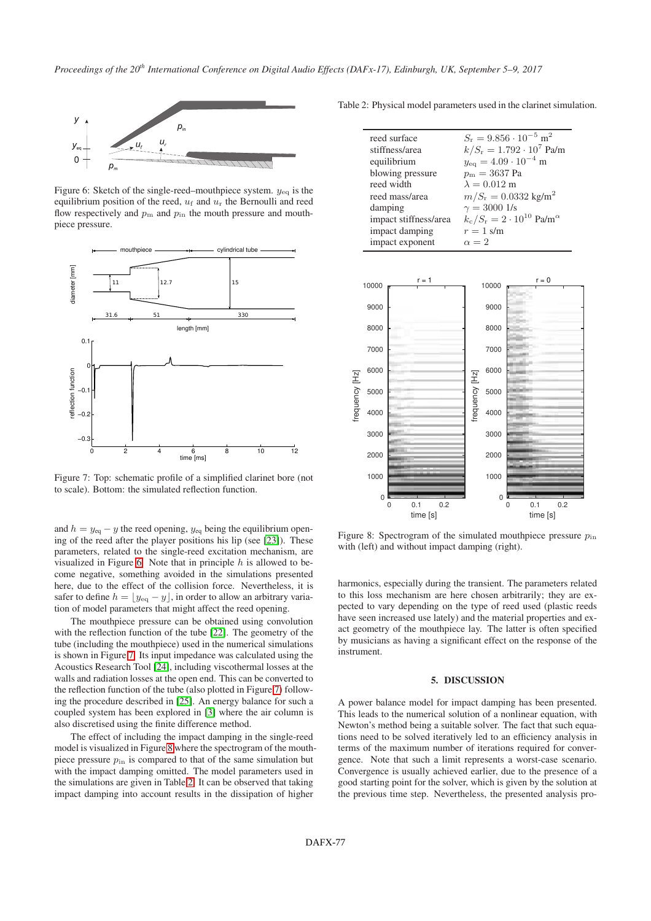Figure 6: Sketch of the single-reed–mouthpiece system. $y_{\rm eq}$ is the equilibrium position of the reed, $u_{\rm f}$ and $u_{\rm r}$ the Bernoulli and reed flow respectively and $p_{\rm m}$ and $p_{\rm in}$ the mouth pressure and mouthpiece pressure.

Figure 7: Top: schematic profile of a simplified clarinet bore (not to scale). Bottom: the simulated reflection function.

and $h = y_{\rm eq} - y$ the reed opening, $y_{\rm eq}$ being the equilibrium opening of the reed after the player positions his lip (see [23]). These parameters, related to the single-reed excitation mechanism, are visualized in Figure 6. Note that in principle $h$ is allowed to become negative, something avoided in the simulations presented here, due to the effect of the collision force. Nevertheless, it is safer to define $h = \lfloor y_{\rm eq} - y \rfloor$, in order to allow an arbitrary variation of model parameters that might affect the reed opening.

The mouthpiece pressure can be obtained using convolution with the reflection function of the tube [22]. The geometry of the tube (including the mouthpiece) used in the numerical simulations is shown in Figure 7. Its input impedance was calculated using the Acoustics Research Tool [24], including viscothermal losses at the walls and radiation losses at the open end. This can be converted to the reflection function of the tube (also plotted in Figure 7) following the procedure described in [25]. An energy balance for such a coupled system has been explored in [3] where the air column is also discretised using the finite difference method.

The effect of including the impact damping in the single-reed model is visualized in Figure 8 where the spectrogram of the mouthpiece pressure $p_{\rm in}$ is compared to that of the same simulation but with the impact damping omitted. The model parameters used in the simulations are given in Table 2. It can be observed that taking impact damping into account results in the dissipation of higher harmonics, especially during the transient. The parameters related to this loss mechanism are here chosen arbitrarily; they are expected to vary depending on the type of reed used (plastic reeds have seen increased use lately) and the material properties and exact geometry of the mouthpiece lay. The latter is often specified by musicians as having a significant effect on the response of the instrument.

Table 2: Physical model parameters used in the clarinet simulation.

| | |
|---|---|
| reed surface | $S_{\rm r} = 9.856 \cdot 10^{-5}$ m$^2$ |
| stiffness/area | $k/S_{\rm r} = 1.792 \cdot 10^7$ Pa/m |
| equilibrium | $y_{\rm eq} = 4.09 \cdot 10^{-4}$ m |
| blowing pressure | $p_{\rm m} = 3637$ Pa |
| reed width | $\lambda = 0.012$ m |
| reed mass/area | $m/S_{\rm r} = 0.0332$ kg/m$^2$ |
| damping | $\gamma = 3000$ 1/s |
| impact stiffness/area | $k_{\rm c}/S_{\rm r} = 2 \cdot 10^{10}$ Pa/m$^\alpha$ |
| impact damping | $r = 1$ s/m |
| impact exponent | $\alpha = 2$ |

Figure 8: Spectrogram of the simulated mouthpiece pressure $p_{\rm in}$ with (left) and without impact damping (right).

## 5. DISCUSSION

A power balance model for impact damping has been presented. This leads to the numerical solution of a nonlinear equation, with Newton's method being a suitable solver. The fact that such equations need to be solved iteratively led to an efficiency analysis in terms of the maximum number of iterations required for convergence. Note that such a limit represents a worst-case scenario. Convergence is usually achieved earlier, due to the presence of a good starting point for the solver, which is given by the solution at the previous time step. Nevertheless, the presented analysis pro-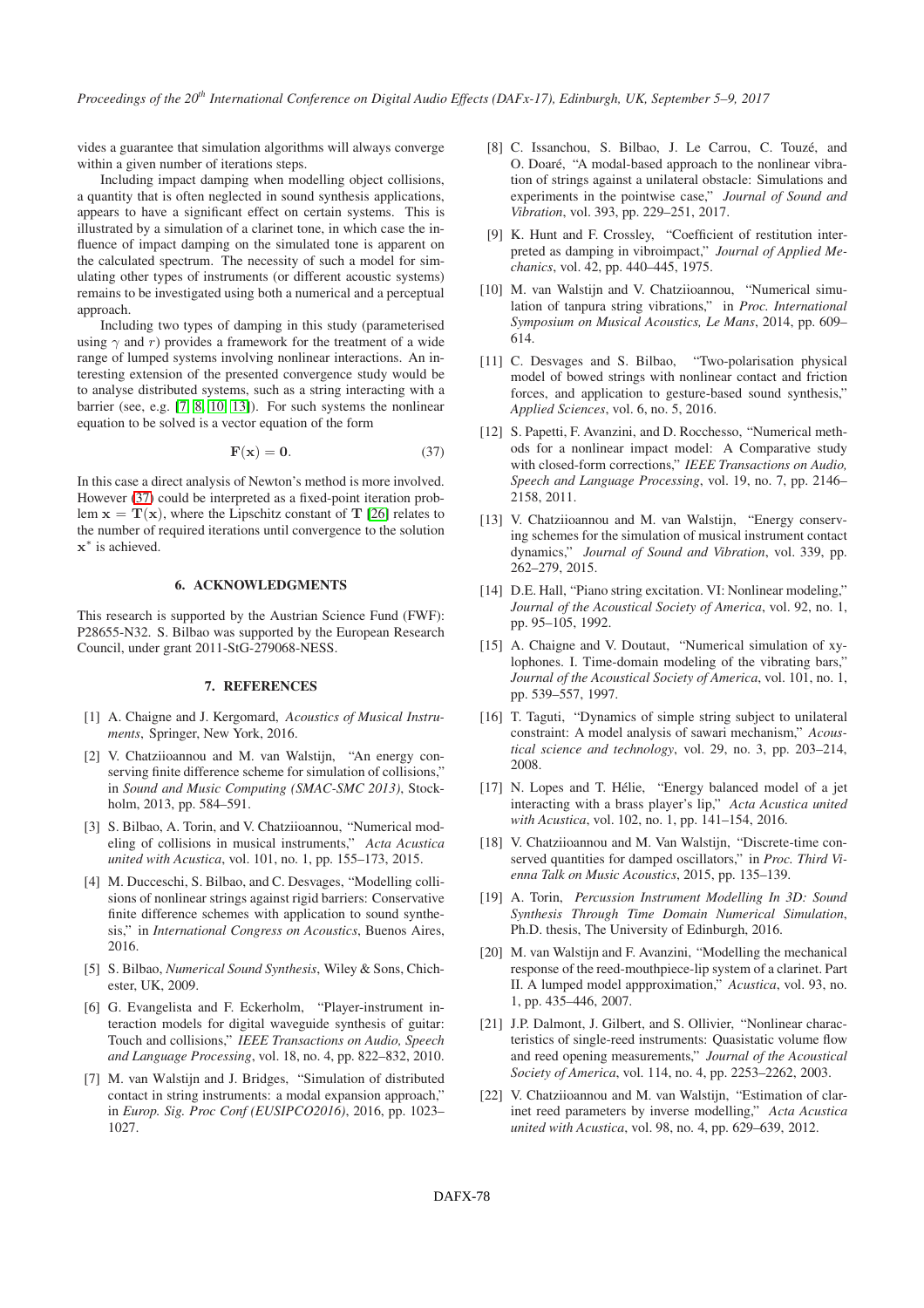vides a guarantee that simulation algorithms will always converge within a given number of iterations steps.

Including impact damping when modelling object collisions, a quantity that is often neglected in sound synthesis applications, appears to have a significant effect on certain systems. This is illustrated by a simulation of a clarinet tone, in which case the influence of impact damping on the simulated tone is apparent on the calculated spectrum. The necessity of such a model for simulating other types of instruments (or different acoustic systems) remains to be investigated using both a numerical and a perceptual approach.

Including two types of damping in this study (parameterised using $\gamma$ and $r$) provides a framework for the treatment of a wide range of lumped systems involving nonlinear interactions. An interesting extension of the presented convergence study would be to analyse distributed systems, such as a string interacting with a barrier (see, e.g. [7, 8, 10, 13]). For such systems the nonlinear equation to be solved is a vector equation of the form

$$\mathbf{F}(\mathbf{x}) = \mathbf{0}. \tag{37}$$

In this case a direct analysis of Newton's method is more involved. However (37) could be interpreted as a fixed-point iteration problem $\mathbf{x} = \mathbf{T}(\mathbf{x})$, where the Lipschitz constant of $\mathbf{T}$ [26] relates to the number of required iterations until convergence to the solution $\mathbf{x}^*$ is achieved.

## 6. ACKNOWLEDGMENTS

This research is supported by the Austrian Science Fund (FWF): P28655-N32. S. Bilbao was supported by the European Research Council, under grant 2011-StG-279068-NESS.

## 7. REFERENCES

[1] A. Chaigne and J. Kergomard, *Acoustics of Musical Instruments*, Springer, New York, 2016.

[2] V. Chatziioannou and M. van Walstijn, "An energy conserving finite difference scheme for simulation of collisions," in *Sound and Music Computing (SMAC-SMC 2013)*, Stockholm, 2013, pp. 584–591.

[3] S. Bilbao, A. Torin, and V. Chatziioannou, "Numerical modeling of collisions in musical instruments," *Acta Acustica united with Acustica*, vol. 101, no. 1, pp. 155–173, 2015.

[4] M. Ducceschi, S. Bilbao, and C. Desvages, "Modelling collisions of nonlinear strings against rigid barriers: Conservative finite difference schemes with application to sound synthesis," in *International Congress on Acoustics*, Buenos Aires, 2016.

[5] S. Bilbao, *Numerical Sound Synthesis*, Wiley & Sons, Chichester, UK, 2009.

[6] G. Evangelista and F. Eckerholm, "Player-instrument interaction models for digital waveguide synthesis of guitar: Touch and collisions," *IEEE Transactions on Audio, Speech and Language Processing*, vol. 18, no. 4, pp. 822–832, 2010.

[7] M. van Walstijn and J. Bridges, "Simulation of distributed contact in string instruments: a modal expansion approach," in *Europ. Sig. Proc Conf (EUSIPCO2016)*, 2016, pp. 1023–1027.

[8] C. Issanchou, S. Bilbao, J. Le Carrou, C. Touzé, and O. Doaré, "A modal-based approach to the nonlinear vibration of strings against a unilateral obstacle: Simulations and experiments in the pointwise case," *Journal of Sound and Vibration*, vol. 393, pp. 229–251, 2017.

[9] K. Hunt and F. Crossley, "Coefficient of restitution interpreted as damping in vibroimpact," *Journal of Applied Mechanics*, vol. 42, pp. 440–445, 1975.

[10] M. van Walstijn and V. Chatziioannou, "Numerical simulation of tanpura string vibrations," in *Proc. International Symposium on Musical Acoustics, Le Mans*, 2014, pp. 609–614.

[11] C. Desvages and S. Bilbao, "Two-polarisation physical model of bowed strings with nonlinear contact and friction forces, and application to gesture-based sound synthesis," *Applied Sciences*, vol. 6, no. 5, 2016.

[12] S. Papetti, F. Avanzini, and D. Rocchesso, "Numerical methods for a nonlinear impact model: A Comparative study with closed-form corrections," *IEEE Transactions on Audio, Speech and Language Processing*, vol. 19, no. 7, pp. 2146–2158, 2011.

[13] V. Chatziioannou and M. van Walstijn, "Energy conserving schemes for the simulation of musical instrument contact dynamics," *Journal of Sound and Vibration*, vol. 339, pp. 262–279, 2015.

[14] D.E. Hall, "Piano string excitation. VI: Nonlinear modeling," *Journal of the Acoustical Society of America*, vol. 92, no. 1, pp. 95–105, 1992.

[15] A. Chaigne and V. Doutaut, "Numerical simulation of xylophones. I. Time-domain modeling of the vibrating bars," *Journal of the Acoustical Society of America*, vol. 101, no. 1, pp. 539–557, 1997.

[16] T. Taguti, "Dynamics of simple string subject to unilateral constraint: A model analysis of sawari mechanism," *Acoustical science and technology*, vol. 29, no. 3, pp. 203–214, 2008.

[17] N. Lopes and T. Hélie, "Energy balanced model of a jet interacting with a brass player's lip," *Acta Acustica united with Acustica*, vol. 102, no. 1, pp. 141–154, 2016.

[18] V. Chatziioannou and M. Van Walstijn, "Discrete-time conserved quantities for damped oscillators," in *Proc. Third Vienna Talk on Music Acoustics*, 2015, pp. 135–139.

[19] A. Torin, *Percussion Instrument Modelling In 3D: Sound Synthesis Through Time Domain Numerical Simulation*, Ph.D. thesis, The University of Edinburgh, 2016.

[20] M. van Walstijn and F. Avanzini, "Modelling the mechanical response of the reed-mouthpiece-lip system of a clarinet. Part II. A lumped model appproximation," *Acustica*, vol. 93, no. 1, pp. 435–446, 2007.

[21] J.P. Dalmont, J. Gilbert, and S. Ollivier, "Nonlinear characteristics of single-reed instruments: Quasistatic volume flow and reed opening measurements," *Journal of the Acoustical Society of America*, vol. 114, no. 4, pp. 2253–2262, 2003.

[22] V. Chatziioannou and M. van Walstijn, "Estimation of clarinet reed parameters by inverse modelling," *Acta Acustica united with Acustica*, vol. 98, no. 4, pp. 629–639, 2012.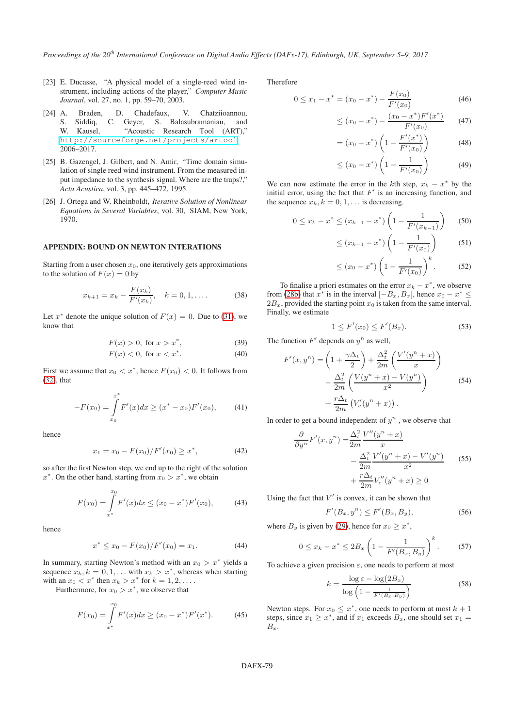[23] E. Ducasse, "A physical model of a single-reed wind instrument, including actions of the player," *Computer Music Journal*, vol. 27, no. 1, pp. 59–70, 2003.

[24] A. Braden, D. Chadefaux, V. Chatziioannou, S. Siddiq, C. Geyer, S. Balasubramanian, and W. Kausel, "Acoustic Research Tool (ART)," http://sourceforge.net/projects/artool 2006–2017.

[25] B. Gazengel, J. Gilbert, and N. Amir, "Time domain simulation of single reed wind instrument. From the measured input impedance to the synthesis signal. Where are the traps?," *Acta Acustica*, vol. 3, pp. 445–472, 1995.

[26] J. Ortega and W. Rheinboldt, *Iterative Solution of Nonlinear Equations in Several Variables*, vol. 30, SIAM, New York, 1970.

## APPENDIX: BOUND ON NEWTON INTERATIONS

Starting from a user chosen $x_0$, one iteratively gets approximations to the solution of $F(x) = 0$ by

$$x_{k+1} = x_k - \frac{F(x_k)}{F'(x_k)}, \quad k = 0, 1, \ldots. \tag{38}$$

Let $x^*$ denote the unique solution of $F(x) = 0$. Due to (31), we know that

$$F(x) > 0, \text{ for } x > x^*, \tag{39}$$
$$F(x) < 0, \text{ for } x < x^*. \tag{40}$$

First we assume that $x_0 < x^*$, hence $F(x_0) < 0$. It follows from (32), that

$$-F(x_0) = \int_{x_0}^{x^*} F'(x)dx \geq (x^* - x_0)F'(x_0), \tag{41}$$

hence

$$x_1 = x_0 - F(x_0)/F'(x_0) \geq x^*, \tag{42}$$

so after the first Newton step, we end up to the right of the solution $x^*$. On the other hand, starting from $x_0 > x^*$, we obtain

$$F(x_0) = \int_{x^*}^{x_0} F'(x)dx \leq (x_0 - x^*)F'(x_0), \tag{43}$$

hence

$$x^* \leq x_0 - F(x_0)/F'(x_0) = x_1. \tag{44}$$

In summary, starting Newton's method with an $x_0 > x^*$ yields a sequence $x_k, k = 0, 1, \ldots$ with $x_k > x^*$, whereas when starting with an $x_0 < x^*$ then $x_k > x^*$ for $k = 1, 2, \ldots$.

Furthermore, for $x_0 > x^*$, we observe that

$$F(x_0) = \int_{x^*}^{x_0} F'(x)dx \geq (x_0 - x^*)F'(x^*). \tag{45}$$

Therefore

$$0 \leq x_1 - x^* = (x_0 - x^*) - \frac{F(x_0)}{F'(x_0)} \tag{46}$$

$$\leq (x_0 - x^*) - \frac{(x_0 - x^*)F'(x^*)}{F'(x_0)} \tag{47}$$

$$= (x_0 - x^*)\left(1 - \frac{F'(x^*)}{F'(x_0)}\right) \tag{48}$$

$$\leq (x_0 - x^*)\left(1 - \frac{1}{F'(x_0)}\right) \tag{49}$$

We can now estimate the error in the $k$th step, $x_k - x^*$ by the initial error, using the fact that $F'$ is an increasing function, and the sequence $x_k, k = 0, 1, \ldots$ is decreasing.

$$0 \leq x_k - x^* \leq (x_{k-1} - x^*)\left(1 - \frac{1}{F'(x_{k-1})}\right) \tag{50}$$

$$\leq (x_{k-1} - x^*)\left(1 - \frac{1}{F'(x_0)}\right) \tag{51}$$

$$\leq (x_0 - x^*)\left(1 - \frac{1}{F'(x_0)}\right)^k. \tag{52}$$

To finalise a priori estimates on the error $x_k - x^*$, we observe from (28b) that $x^*$ is in the interval $[-B_x, B_x]$, hence $x_0 - x^* \leq 2B_x$, provided the starting point $x_0$ is taken from the same interval. Finally, we estimate

$$1 \leq F'(x_0) \leq F'(B_x). \tag{53}$$

The function $F'$ depends on $y^n$ as well,

$$\begin{aligned} F'(x, y^n) = &\left(1 + \frac{\gamma\Delta_t}{2}\right) + \frac{\Delta_t^2}{2m}\left(\frac{V'(y^n + x)}{x}\right) \\ &- \frac{\Delta_t^2}{2m}\left(\frac{V(y^n + x) - V(y^n)}{x^2}\right) \\ &+ \frac{r\Delta_t}{2m}\left(V_c'(y^n + x)\right). \end{aligned} \tag{54}$$

In order to get a bound independent of $y^n$, we observe that

$$\begin{aligned} \frac{\partial}{\partial y^n}F'(x, y^n) = &\frac{\Delta_t^2}{2m}\frac{V''(y^n + x)}{x} \\ &- \frac{\Delta_t^2}{2m}\frac{V'(y^n + x) - V'(y^n)}{x^2} \\ &+ \frac{r\Delta_t}{2m}V_c''(y^n + x) \geq 0 \end{aligned} \tag{55}$$

Using the fact that $V'$ is convex, it can be shown that

$$F'(B_x, y^n) \leq F'(B_x, B_y), \tag{56}$$

where $B_y$ is given by (29), hence for $x_0 \geq x^*$,

$$0 \leq x_k - x^* \leq 2B_x\left(1 - \frac{1}{F'(B_x, B_y)}\right)^k. \tag{57}$$

To achieve a given precision $\varepsilon$, one needs to perform at most

$$k = \frac{\log \varepsilon - \log(2B_x)}{\log\left(1 - \frac{1}{F'(B_x, B_y)}\right)} \tag{58}$$

Newton steps. For $x_0 \leq x^*$, one needs to perform at most $k + 1$ steps, since $x_1 \geq x^*$, and if $x_1$ exceeds $B_x$, one should set $x_1 = B_x$.